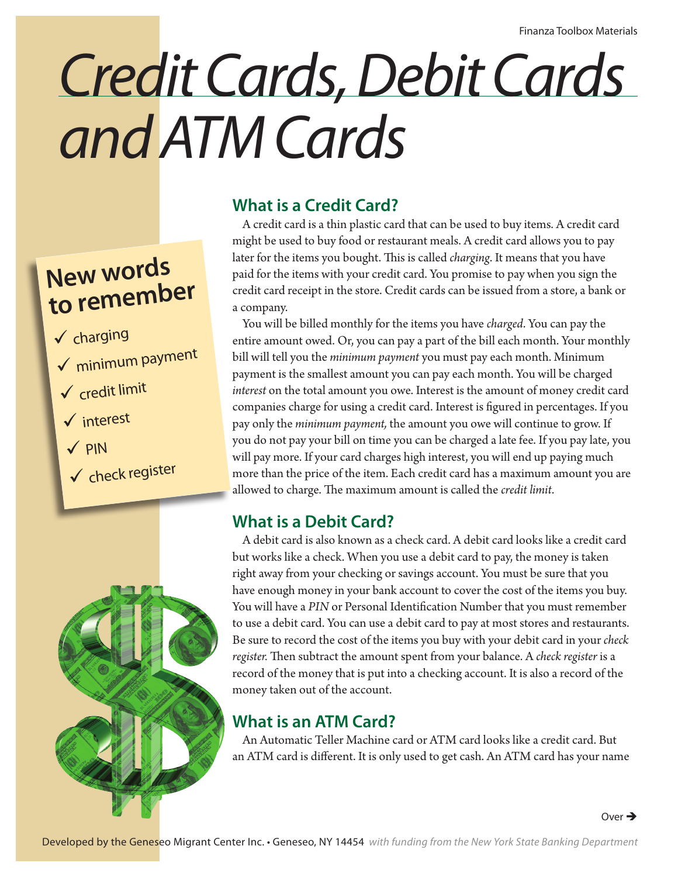# Credit Cards, Debit Cards and ATM Cards

## New words to remember

- ✓ charging
- ✓ minimum payment
- ✓ credit limit
- ✓ interest
- ✓ PIN
- ✓ check register

## What is a Credit Card?

A credit card is a thin plastic card that can be used to buy items. A credit card might be used to buy food or restaurant meals. A credit card allows you to pay later for the items you bought. This is called *charging*. It means that you have paid for the items with your credit card. You promise to pay when you sign the credit card receipt in the store. Credit cards can be issued from a store, a bank or a company.

You will be billed monthly for the items you have *charged*. You can pay the entire amount owed. Or, you can pay a part of the bill each month. Your monthly bill will tell you the *minimum payment* you must pay each month. Minimum payment is the smallest amount you can pay each month. You will be charged *interest* on the total amount you owe. Interest is the amount of money credit card companies charge for using a credit card. Interest is figured in percentages. If you pay only the *minimum payment,* the amount you owe will continue to grow. If you do not pay your bill on time you can be charged a late fee. If you pay late, you will pay more. If your card charges high interest, you will end up paying much more than the price of the item. Each credit card has a maximum amount you are allowed to charge. The maximum amount is called the *credit limit*.

## What is a Debit Card?

A debit card is also known as a check card. A debit card looks like a credit card but works like a check. When you use a debit card to pay, the money is taken right away from your checking or savings account. You must be sure that you have enough money in your bank account to cover the cost of the items you buy. You will have a *PIN* or Personal Identification Number that you must remember to use a debit card. You can use a debit card to pay at most stores and restaurants. Be sure to record the cost of the items you buy with your debit card in your *check register.* Then subtract the amount spent from your balance. A *check register* is a record of the money that is put into a checking account. It is also a record of the money taken out of the account.

## What is an ATM Card?

An Automatic Teller Machine card or ATM card looks like a credit card. But an ATM card is different. It is only used to get cash. An ATM card has your name

Over ➔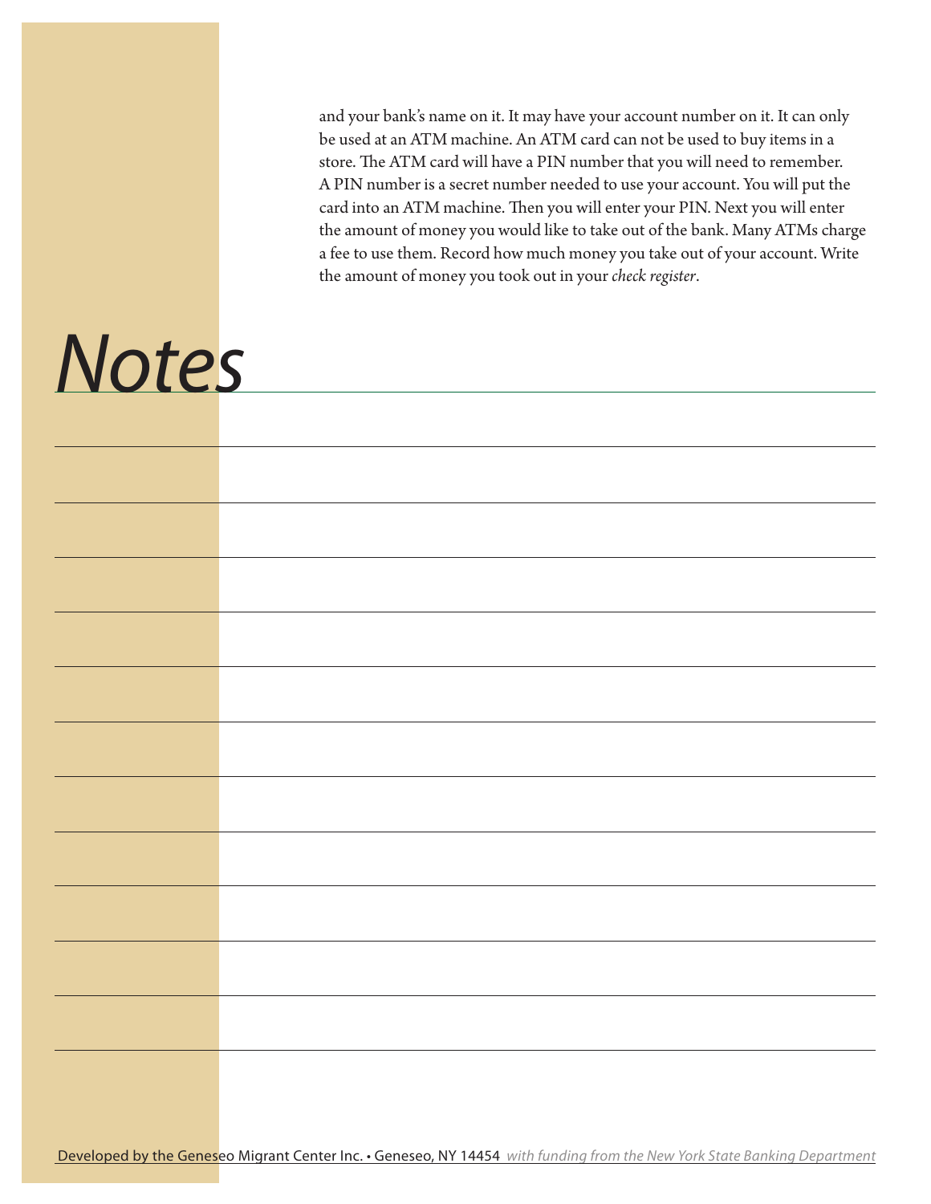and your bank's name on it. It may have your account number on it. It can only be used at an ATM machine. An ATM card can not be used to buy items in a store. The ATM card will have a PIN number that you will need to remember. A PIN number is a secret number needed to use your account. You will put the card into an ATM machine. Then you will enter your PIN. Next you will enter the amount of money you would like to take out of the bank. Many ATMs charge a fee to use them. Record how much money you take out of your account. Write the amount of money you took out in your *check register*.

# *Notes*

Developed by the Geneseo Migrant Center Inc. • Geneseo, NY 14454 *with funding from the New York State Banking Department*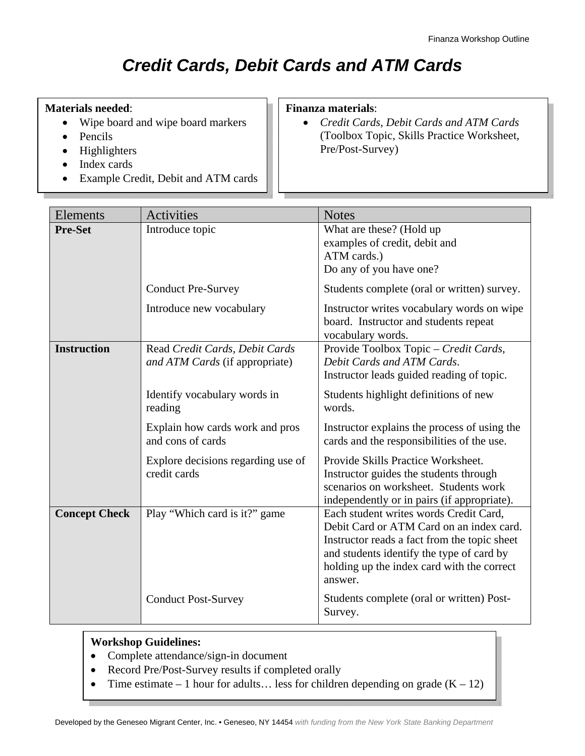# *Credit Cards, Debit Cards and ATM Cards*

**Materials needed**:

- Wipe board and wipe board markers
- Pencils
- Highlighters
- Index cards
- Example Credit, Debit and ATM cards

**Finanza materials**:

- *Credit Cards, Debit Cards and ATM Cards* (Toolbox Topic, Skills Practice Worksheet, Pre/Post-Survey)

| Elements | Activities | Notes |
|---|---|---|
| **Pre-Set** | Introduce topic | What are these? (Hold up examples of credit, debit and ATM cards.) Do any of you have one? |
| | Conduct Pre-Survey | Students complete (oral or written) survey. |
| | Introduce new vocabulary | Instructor writes vocabulary words on wipe board. Instructor and students repeat vocabulary words. |
| **Instruction** | Read *Credit Cards, Debit Cards and ATM Cards* (if appropriate) | Provide Toolbox Topic – *Credit Cards, Debit Cards and ATM Cards*. Instructor leads guided reading of topic. |
| | Identify vocabulary words in reading | Students highlight definitions of new words. |
| | Explain how cards work and pros and cons of cards | Instructor explains the process of using the cards and the responsibilities of the use. |
| | Explore decisions regarding use of credit cards | Provide Skills Practice Worksheet. Instructor guides the students through scenarios on worksheet. Students work independently or in pairs (if appropriate). |
| **Concept Check** | Play "Which card is it?" game | Each student writes words Credit Card, Debit Card or ATM Card on an index card. Instructor reads a fact from the topic sheet and students identify the type of card by holding up the index card with the correct answer. |
| | Conduct Post-Survey | Students complete (oral or written) Post-Survey. |

**Workshop Guidelines:**

- Complete attendance/sign-in document
- Record Pre/Post-Survey results if completed orally
- Time estimate – 1 hour for adults… less for children depending on grade (K – 12)

Developed by the Geneseo Migrant Center, Inc. • Geneseo, NY 14454 *with funding from the New York State Banking Department*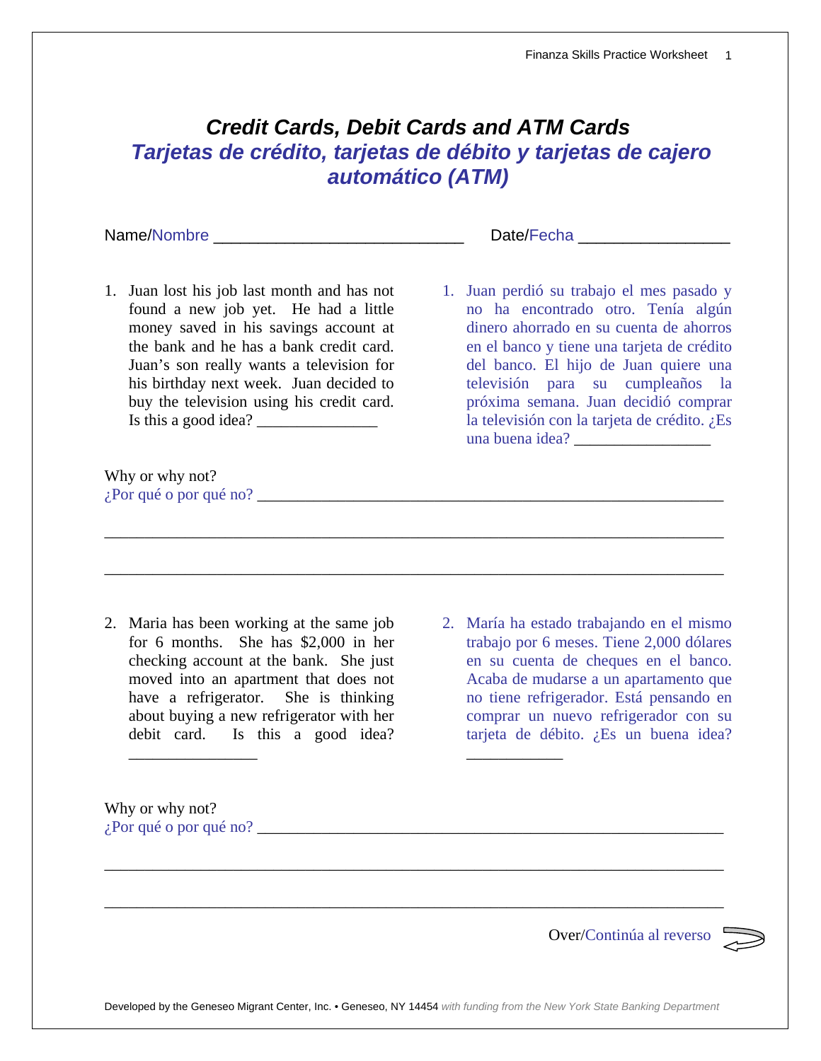# *Credit Cards, Debit Cards and ATM Cards*
# *Tarjetas de crédito, tarjetas de débito y tarjetas de cajero automático (ATM)*

Name/Nombre ____________________________ Date/Fecha ________________

1. Juan lost his job last month and has not found a new job yet. He had a little money saved in his savings account at the bank and he has a bank credit card. Juan's son really wants a television for his birthday next week. Juan decided to buy the television using his credit card. Is this a good idea? _______________

1. Juan perdió su trabajo el mes pasado y no ha encontrado otro. Tenía algún dinero ahorrado en su cuenta de ahorros en el banco y tiene una tarjeta de crédito del banco. El hijo de Juan quiere una televisión para su cumpleaños la próxima semana. Juan decidió comprar la televisión con la tarjeta de crédito. ¿Es una buena idea? _________________

Why or why not?
¿Por qué o por qué no? ____________________________________________________________

_____________________________________________________________________________

_____________________________________________________________________________

2. Maria has been working at the same job for 6 months. She has $2,000 in her checking account at the bank. She just moved into an apartment that does not have a refrigerator. She is thinking about buying a new refrigerator with her debit card. Is this a good idea? ________________

2. María ha estado trabajando en el mismo trabajo por 6 meses. Tiene 2,000 dólares en su cuenta de cheques en el banco. Acaba de mudarse a un apartamento que no tiene refrigerador. Está pensando en comprar un nuevo refrigerador con su tarjeta de débito. ¿Es un buena idea? ____________

Why or why not?
¿Por qué o por qué no? ____________________________________________________________

_____________________________________________________________________________

_____________________________________________________________________________

Over/Continúa al reverso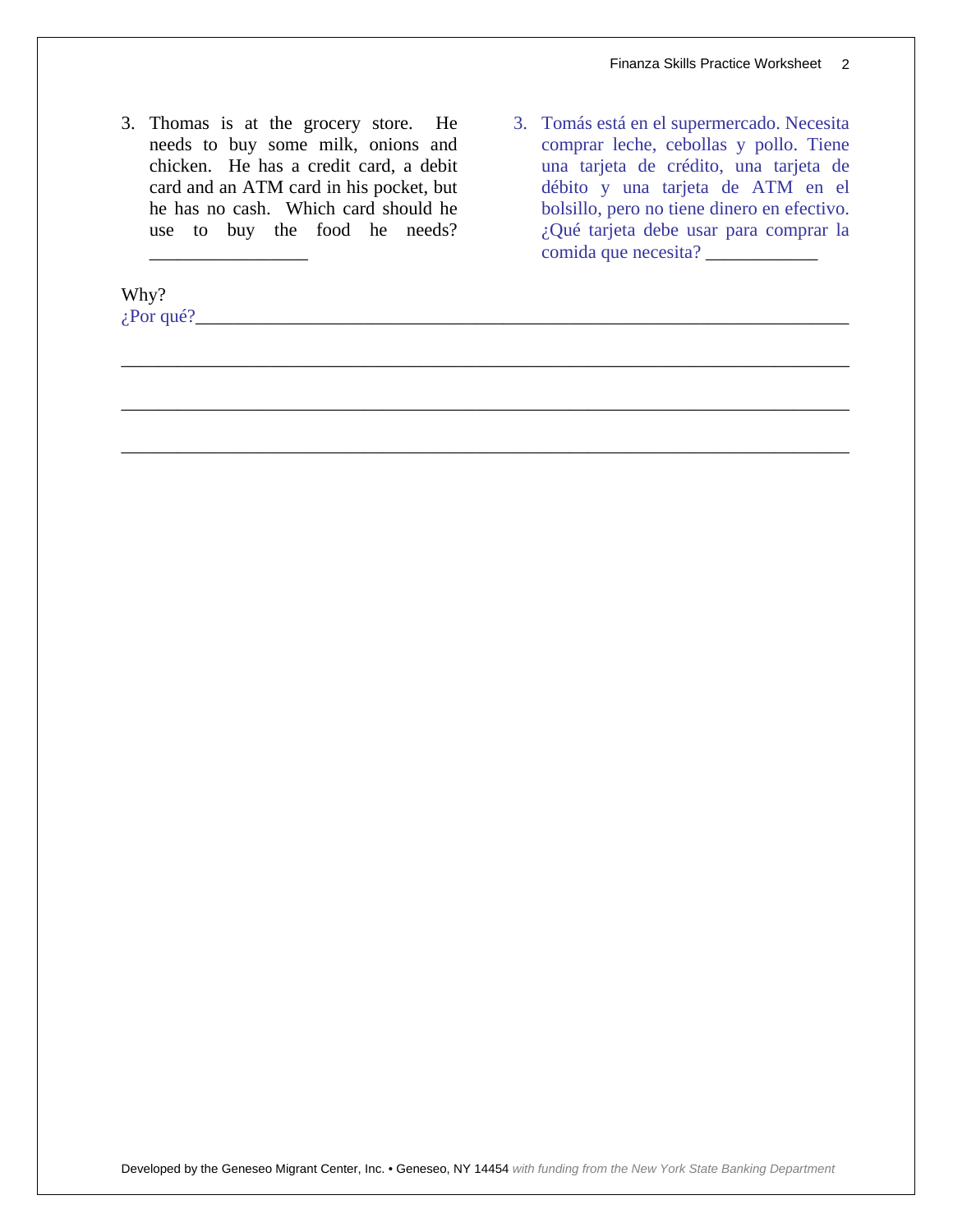3. Thomas is at the grocery store. He needs to buy some milk, onions and chicken. He has a credit card, a debit card and an ATM card in his pocket, but he has no cash. Which card should he use to buy the food he needs? _________________

3. Tomás está en el supermercado. Necesita comprar leche, cebollas y pollo. Tiene una tarjeta de crédito, una tarjeta de débito y una tarjeta de ATM en el bolsillo, pero no tiene dinero en efectivo. ¿Qué tarjeta debe usar para comprar la comida que necesita? ____________

Why?
¿Por qué?_____________________________________________________________________

______________________________________________________________________________

______________________________________________________________________________

______________________________________________________________________________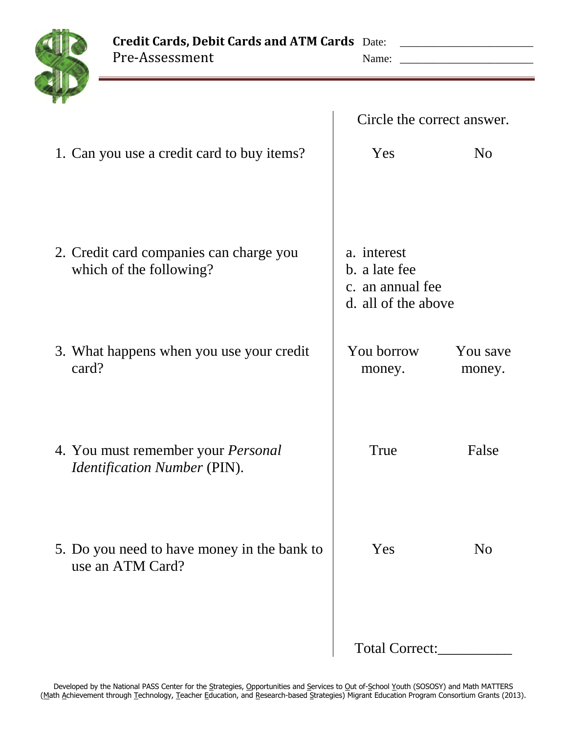# Credit Cards, Debit Cards and ATM Cards

## Pre-Assessment

Date: ____________________

Name: ____________________

| | Circle the correct answer. | |
|---|---|---|
| 1. Can you use a credit card to buy items? | Yes | No |
| 2. Credit card companies can charge you which of the following? | a. interest<br>b. a late fee<br>c. an annual fee<br>d. all of the above | |
| 3. What happens when you use your credit card? | You borrow money. | You save money. |
| 4. You must remember your *Personal Identification Number* (PIN). | True | False |
| 5. Do you need to have money in the bank to use an ATM Card? | Yes | No |

Total Correct:__________

Developed by the National PASS Center for the Strategies, Opportunities and Services to Out of-School Youth (SOSOSY) and Math MATTERS (Math Achievement through Technology, Teacher Education, and Research-based Strategies) Migrant Education Program Consortium Grants (2013).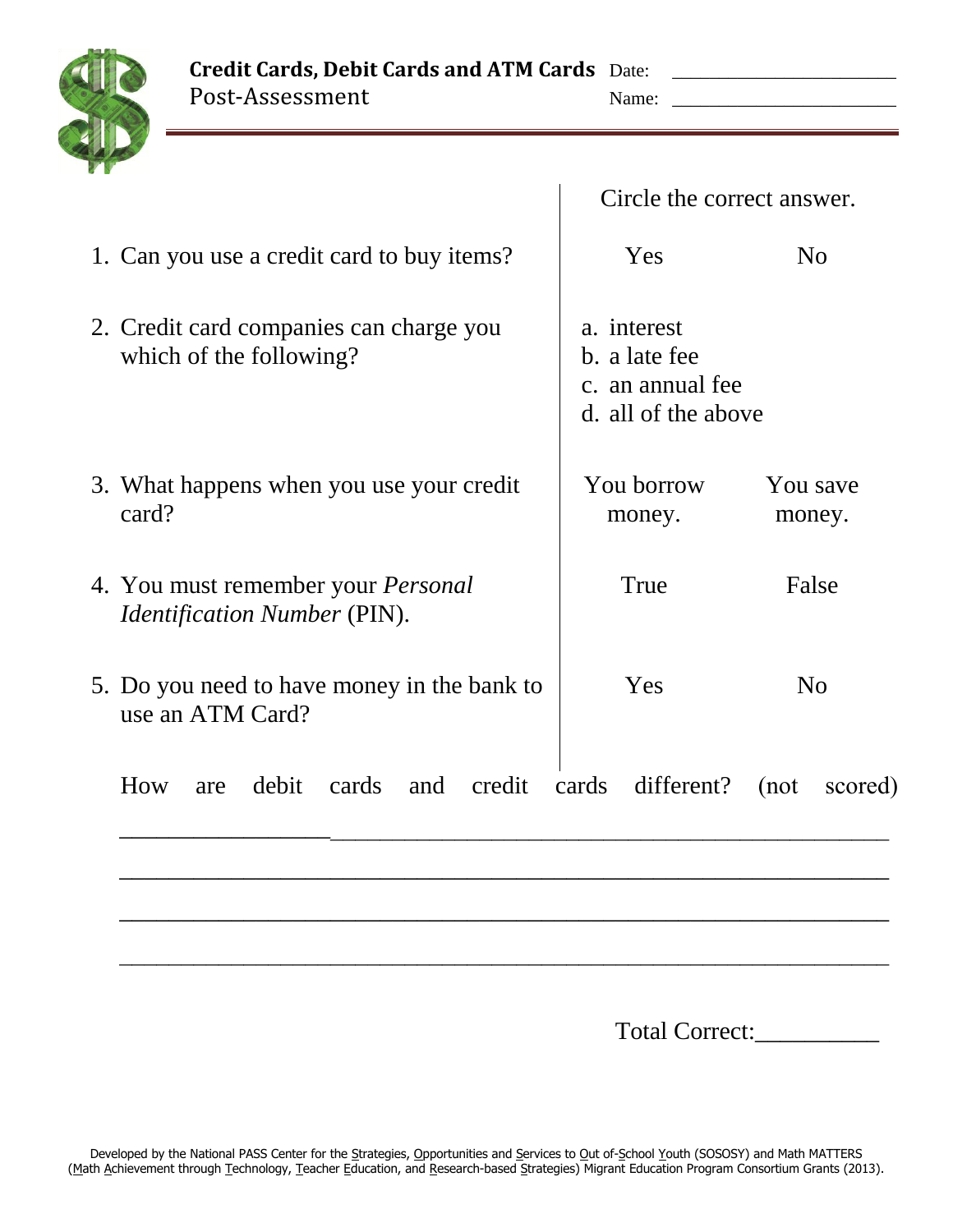# Credit Cards, Debit Cards and ATM Cards

## Post-Assessment

Date: ____________________

Name: ____________________

| | Circle the correct answer. | |
|---|---|---|
| 1. Can you use a credit card to buy items? | Yes | No |
| 2. Credit card companies can charge you which of the following? | a. interest<br>b. a late fee<br>c. an annual fee<br>d. all of the above | |
| 3. What happens when you use your credit card? | You borrow money. | You save money. |
| 4. You must remember your *Personal Identification Number* (PIN). | True | False |
| 5. Do you need to have money in the bank to use an ATM Card? | Yes | No |

How are debit cards and credit cards different? (not scored)

________________________________________________________________

________________________________________________________________

________________________________________________________________

________________________________________________________________

Total Correct:__________

Developed by the National PASS Center for the Strategies, Opportunities and Services to Out of-School Youth (SOSOSY) and Math MATTERS (Math Achievement through Technology, Teacher Education, and Research-based Strategies) Migrant Education Program Consortium Grants (2013).